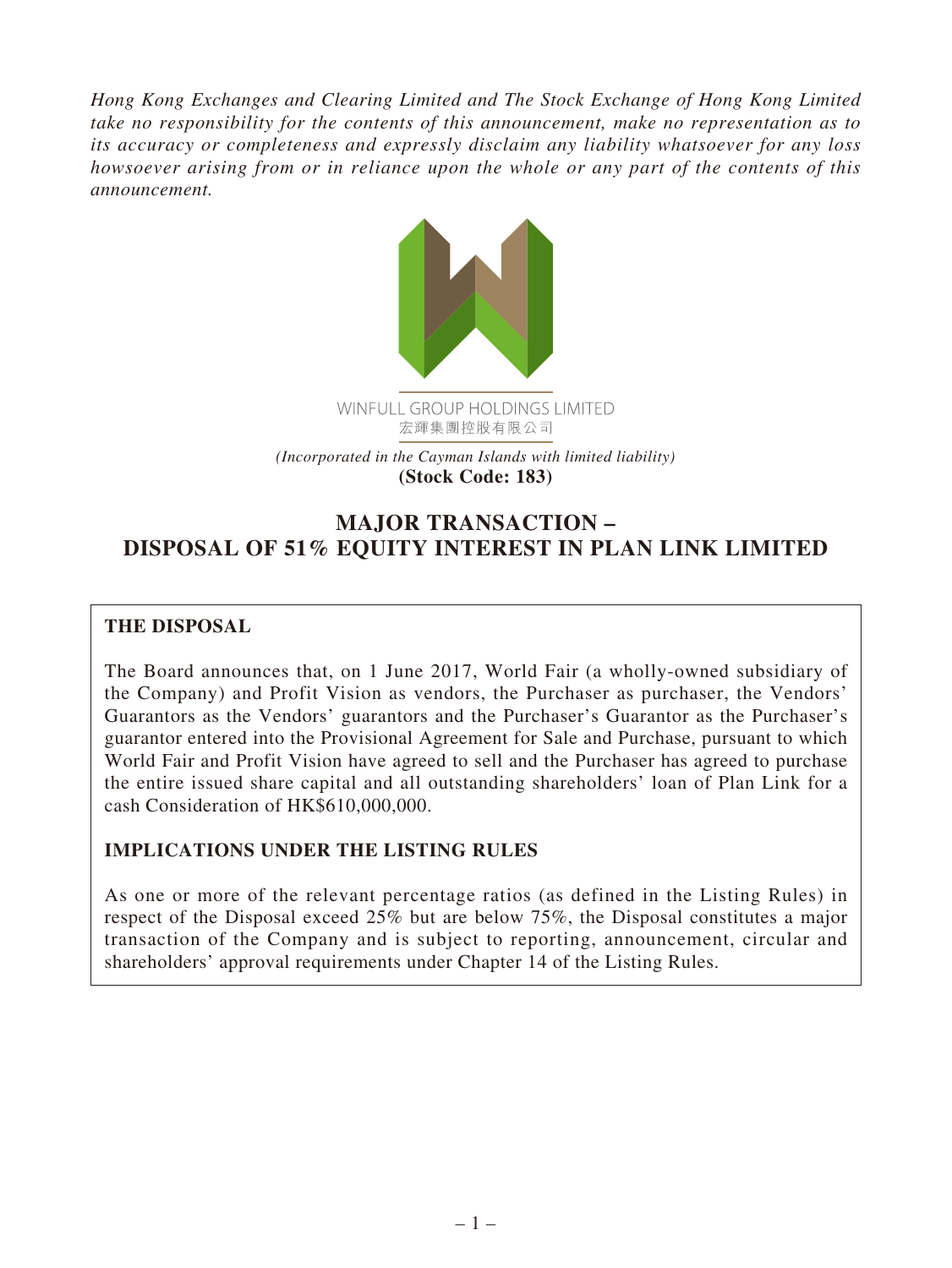*Hong Kong Exchanges and Clearing Limited and The Stock Exchange of Hong Kong Limited take no responsibility for the contents of this announcement, make no representation as to its accuracy or completeness and expressly disclaim any liability whatsoever for any loss howsoever arising from or in reliance upon the whole or any part of the contents of this announcement.*

WINFULL GROUP HOLDINGS LIMITED
宏輝集團控股有限公司

*(Incorporated in the Cayman Islands with limited liability)*
**(Stock Code: 183)**

# MAJOR TRANSACTION – DISPOSAL OF 51% EQUITY INTEREST IN PLAN LINK LIMITED

## THE DISPOSAL

The Board announces that, on 1 June 2017, World Fair (a wholly-owned subsidiary of the Company) and Profit Vision as vendors, the Purchaser as purchaser, the Vendors' Guarantors as the Vendors' guarantors and the Purchaser's Guarantor as the Purchaser's guarantor entered into the Provisional Agreement for Sale and Purchase, pursuant to which World Fair and Profit Vision have agreed to sell and the Purchaser has agreed to purchase the entire issued share capital and all outstanding shareholders' loan of Plan Link for a cash Consideration of HK$610,000,000.

## IMPLICATIONS UNDER THE LISTING RULES

As one or more of the relevant percentage ratios (as defined in the Listing Rules) in respect of the Disposal exceed 25% but are below 75%, the Disposal constitutes a major transaction of the Company and is subject to reporting, announcement, circular and shareholders' approval requirements under Chapter 14 of the Listing Rules.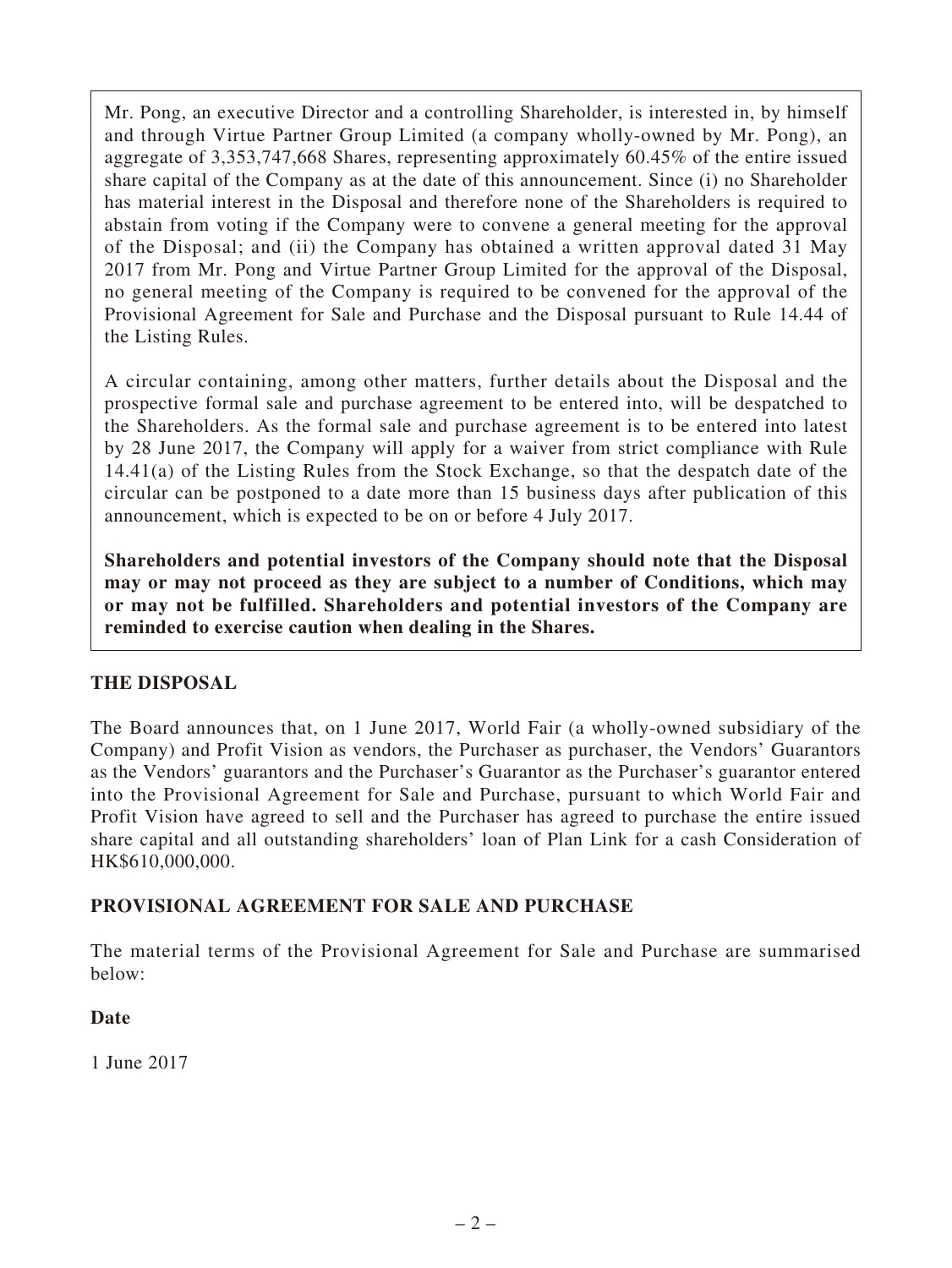Mr. Pong, an executive Director and a controlling Shareholder, is interested in, by himself and through Virtue Partner Group Limited (a company wholly-owned by Mr. Pong), an aggregate of 3,353,747,668 Shares, representing approximately 60.45% of the entire issued share capital of the Company as at the date of this announcement. Since (i) no Shareholder has material interest in the Disposal and therefore none of the Shareholders is required to abstain from voting if the Company were to convene a general meeting for the approval of the Disposal; and (ii) the Company has obtained a written approval dated 31 May 2017 from Mr. Pong and Virtue Partner Group Limited for the approval of the Disposal, no general meeting of the Company is required to be convened for the approval of the Provisional Agreement for Sale and Purchase and the Disposal pursuant to Rule 14.44 of the Listing Rules.

A circular containing, among other matters, further details about the Disposal and the prospective formal sale and purchase agreement to be entered into, will be despatched to the Shareholders. As the formal sale and purchase agreement is to be entered into latest by 28 June 2017, the Company will apply for a waiver from strict compliance with Rule 14.41(a) of the Listing Rules from the Stock Exchange, so that the despatch date of the circular can be postponed to a date more than 15 business days after publication of this announcement, which is expected to be on or before 4 July 2017.

**Shareholders and potential investors of the Company should note that the Disposal may or may not proceed as they are subject to a number of Conditions, which may or may not be fulfilled. Shareholders and potential investors of the Company are reminded to exercise caution when dealing in the Shares.**

## THE DISPOSAL

The Board announces that, on 1 June 2017, World Fair (a wholly-owned subsidiary of the Company) and Profit Vision as vendors, the Purchaser as purchaser, the Vendors' Guarantors as the Vendors' guarantors and the Purchaser's Guarantor as the Purchaser's guarantor entered into the Provisional Agreement for Sale and Purchase, pursuant to which World Fair and Profit Vision have agreed to sell and the Purchaser has agreed to purchase the entire issued share capital and all outstanding shareholders' loan of Plan Link for a cash Consideration of HK$610,000,000.

## PROVISIONAL AGREEMENT FOR SALE AND PURCHASE

The material terms of the Provisional Agreement for Sale and Purchase are summarised below:

### Date

1 June 2017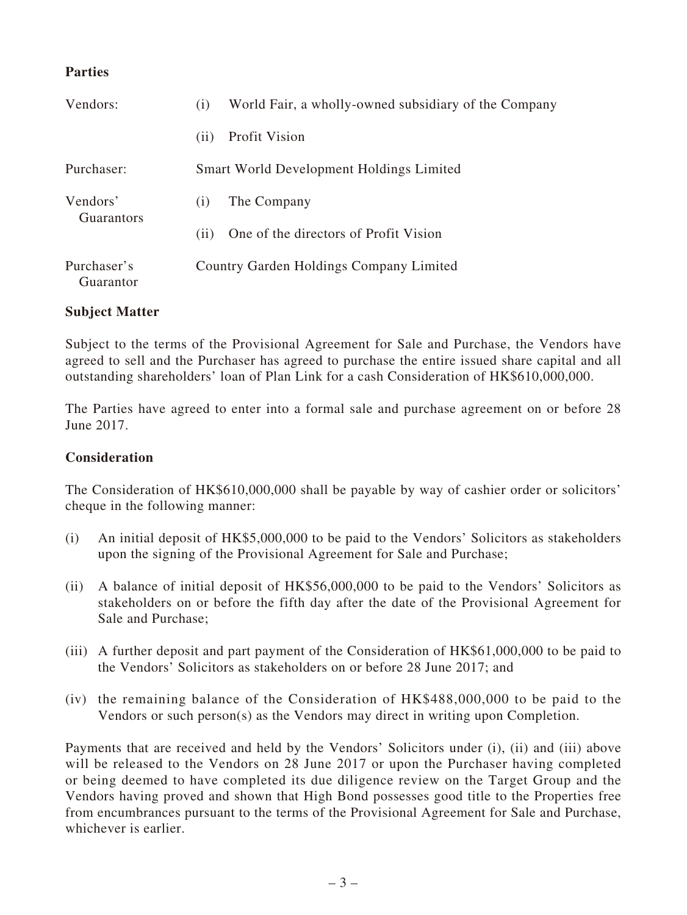**Parties**

| | |
|---|---|
| Vendors: | (i) World Fair, a wholly-owned subsidiary of the Company |
| | (ii) Profit Vision |
| Purchaser: | Smart World Development Holdings Limited |
| Vendors' Guarantors | (i) The Company |
| | (ii) One of the directors of Profit Vision |
| Purchaser's Guarantor | Country Garden Holdings Company Limited |

**Subject Matter**

Subject to the terms of the Provisional Agreement for Sale and Purchase, the Vendors have agreed to sell and the Purchaser has agreed to purchase the entire issued share capital and all outstanding shareholders' loan of Plan Link for a cash Consideration of HK$610,000,000.

The Parties have agreed to enter into a formal sale and purchase agreement on or before 28 June 2017.

**Consideration**

The Consideration of HK$610,000,000 shall be payable by way of cashier order or solicitors' cheque in the following manner:

(i) An initial deposit of HK$5,000,000 to be paid to the Vendors' Solicitors as stakeholders upon the signing of the Provisional Agreement for Sale and Purchase;

(ii) A balance of initial deposit of HK$56,000,000 to be paid to the Vendors' Solicitors as stakeholders on or before the fifth day after the date of the Provisional Agreement for Sale and Purchase;

(iii) A further deposit and part payment of the Consideration of HK$61,000,000 to be paid to the Vendors' Solicitors as stakeholders on or before 28 June 2017; and

(iv) the remaining balance of the Consideration of HK$488,000,000 to be paid to the Vendors or such person(s) as the Vendors may direct in writing upon Completion.

Payments that are received and held by the Vendors' Solicitors under (i), (ii) and (iii) above will be released to the Vendors on 28 June 2017 or upon the Purchaser having completed or being deemed to have completed its due diligence review on the Target Group and the Vendors having proved and shown that High Bond possesses good title to the Properties free from encumbrances pursuant to the terms of the Provisional Agreement for Sale and Purchase, whichever is earlier.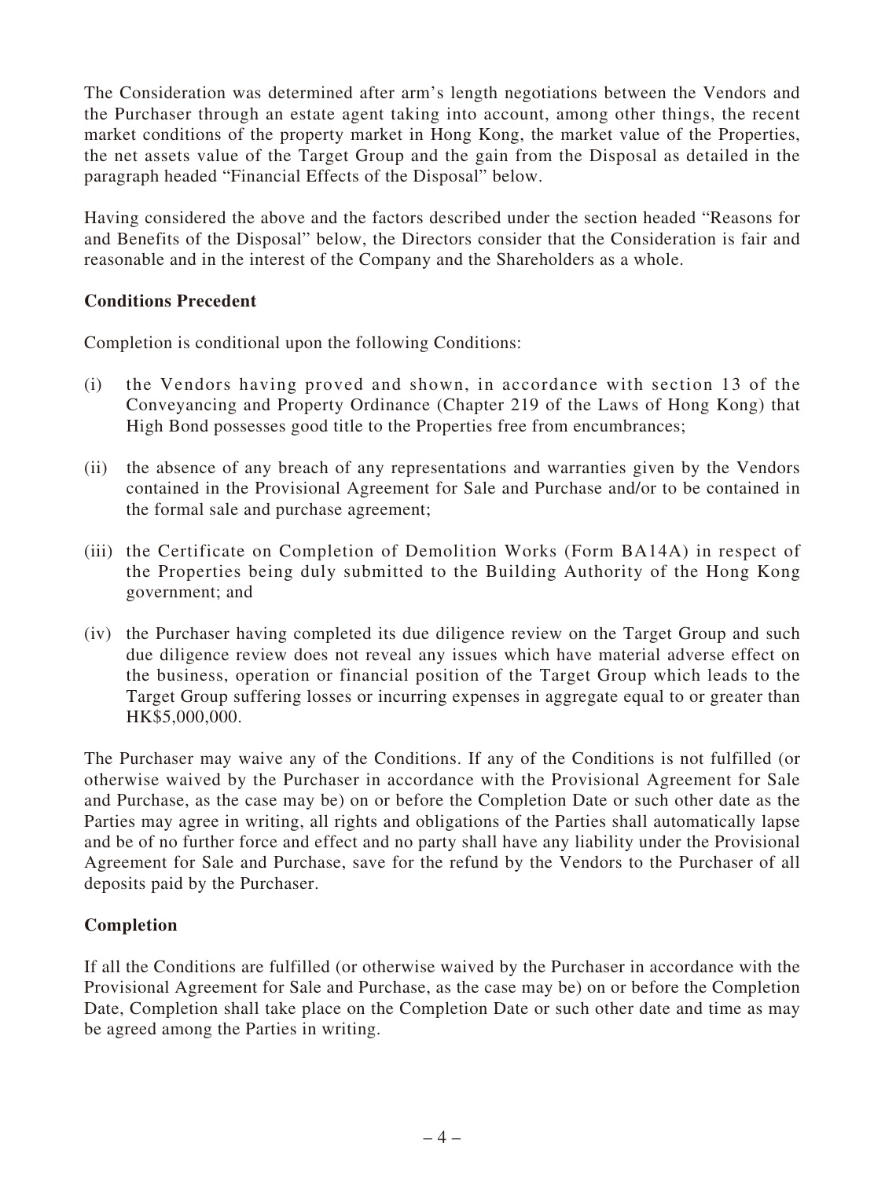The Consideration was determined after arm's length negotiations between the Vendors and the Purchaser through an estate agent taking into account, among other things, the recent market conditions of the property market in Hong Kong, the market value of the Properties, the net assets value of the Target Group and the gain from the Disposal as detailed in the paragraph headed "Financial Effects of the Disposal" below.

Having considered the above and the factors described under the section headed "Reasons for and Benefits of the Disposal" below, the Directors consider that the Consideration is fair and reasonable and in the interest of the Company and the Shareholders as a whole.

**Conditions Precedent**

Completion is conditional upon the following Conditions:

(i) the Vendors having proved and shown, in accordance with section 13 of the Conveyancing and Property Ordinance (Chapter 219 of the Laws of Hong Kong) that High Bond possesses good title to the Properties free from encumbrances;

(ii) the absence of any breach of any representations and warranties given by the Vendors contained in the Provisional Agreement for Sale and Purchase and/or to be contained in the formal sale and purchase agreement;

(iii) the Certificate on Completion of Demolition Works (Form BA14A) in respect of the Properties being duly submitted to the Building Authority of the Hong Kong government; and

(iv) the Purchaser having completed its due diligence review on the Target Group and such due diligence review does not reveal any issues which have material adverse effect on the business, operation or financial position of the Target Group which leads to the Target Group suffering losses or incurring expenses in aggregate equal to or greater than HK$5,000,000.

The Purchaser may waive any of the Conditions. If any of the Conditions is not fulfilled (or otherwise waived by the Purchaser in accordance with the Provisional Agreement for Sale and Purchase, as the case may be) on or before the Completion Date or such other date as the Parties may agree in writing, all rights and obligations of the Parties shall automatically lapse and be of no further force and effect and no party shall have any liability under the Provisional Agreement for Sale and Purchase, save for the refund by the Vendors to the Purchaser of all deposits paid by the Purchaser.

**Completion**

If all the Conditions are fulfilled (or otherwise waived by the Purchaser in accordance with the Provisional Agreement for Sale and Purchase, as the case may be) on or before the Completion Date, Completion shall take place on the Completion Date or such other date and time as may be agreed among the Parties in writing.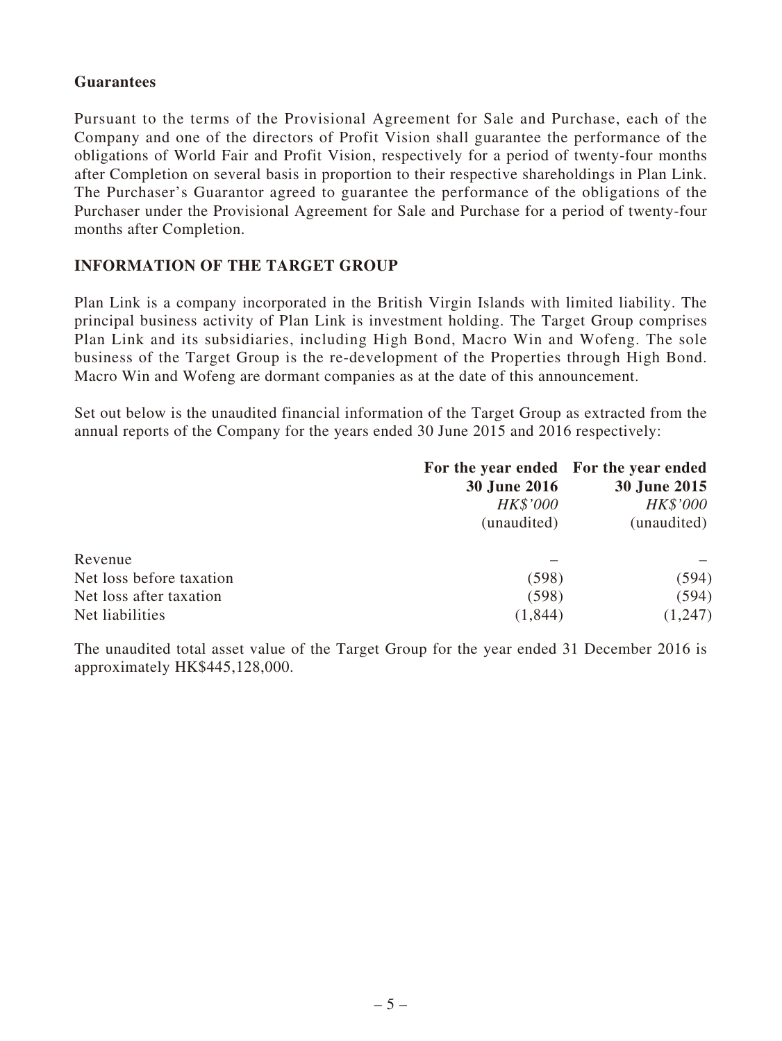**Guarantees**

Pursuant to the terms of the Provisional Agreement for Sale and Purchase, each of the Company and one of the directors of Profit Vision shall guarantee the performance of the obligations of World Fair and Profit Vision, respectively for a period of twenty-four months after Completion on several basis in proportion to their respective shareholdings in Plan Link. The Purchaser's Guarantor agreed to guarantee the performance of the obligations of the Purchaser under the Provisional Agreement for Sale and Purchase for a period of twenty-four months after Completion.

## INFORMATION OF THE TARGET GROUP

Plan Link is a company incorporated in the British Virgin Islands with limited liability. The principal business activity of Plan Link is investment holding. The Target Group comprises Plan Link and its subsidiaries, including High Bond, Macro Win and Wofeng. The sole business of the Target Group is the re-development of the Properties through High Bond. Macro Win and Wofeng are dormant companies as at the date of this announcement.

Set out below is the unaudited financial information of the Target Group as extracted from the annual reports of the Company for the years ended 30 June 2015 and 2016 respectively:

| | **For the year ended 30 June 2016** *HK$'000* (unaudited) | **For the year ended 30 June 2015** *HK$'000* (unaudited) |
|---|---|---|
| Revenue | – | – |
| Net loss before taxation | (598) | (594) |
| Net loss after taxation | (598) | (594) |
| Net liabilities | (1,844) | (1,247) |

The unaudited total asset value of the Target Group for the year ended 31 December 2016 is approximately HK$445,128,000.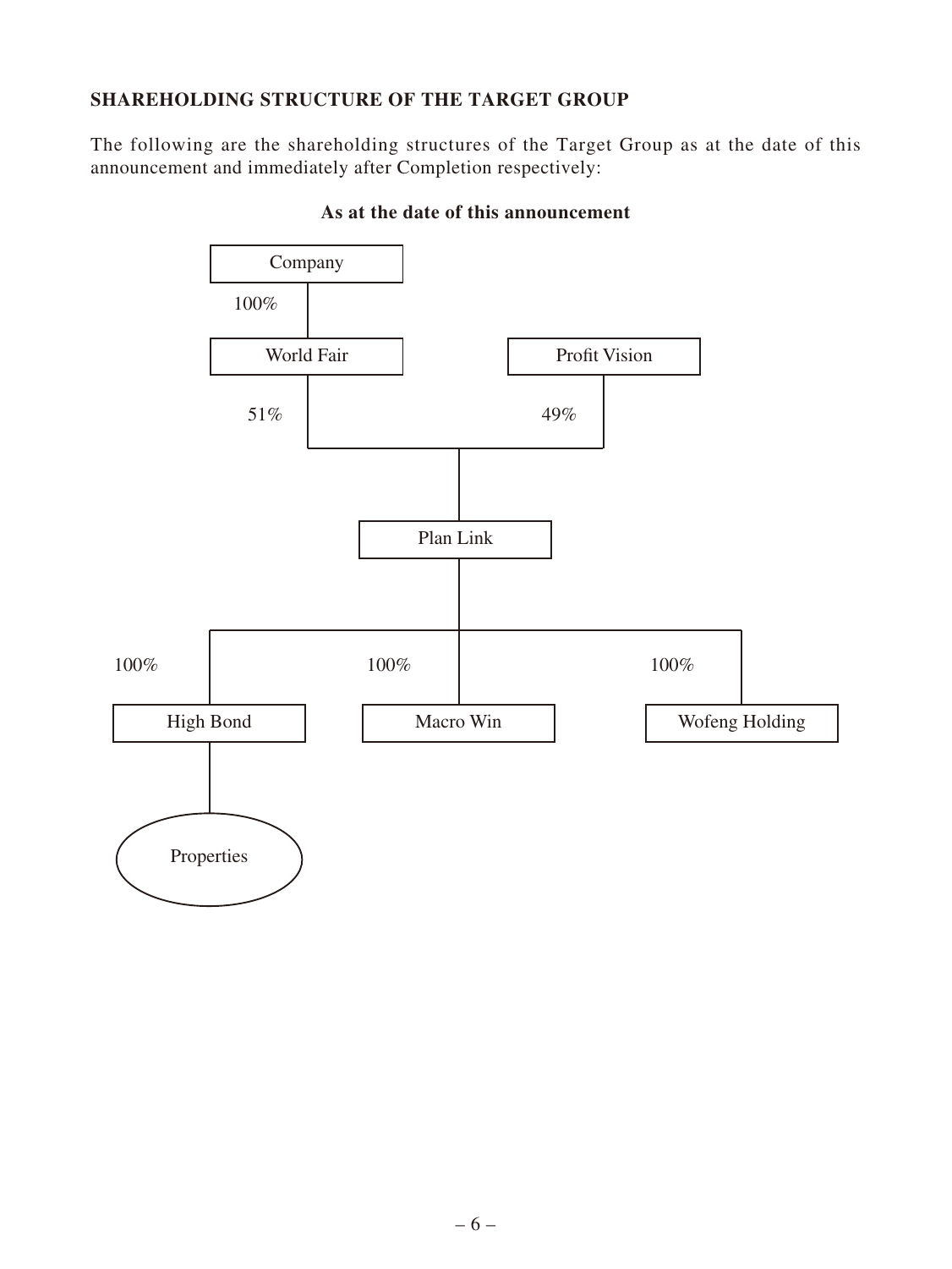**SHAREHOLDING STRUCTURE OF THE TARGET GROUP**

The following are the shareholding structures of the Target Group as at the date of this announcement and immediately after Completion respectively:

**As at the date of this announcement**

Company

100%

World Fair

Profit Vision

51%

49%

Plan Link

100%

100%

100%

High Bond

Macro Win

Wofeng Holding

Properties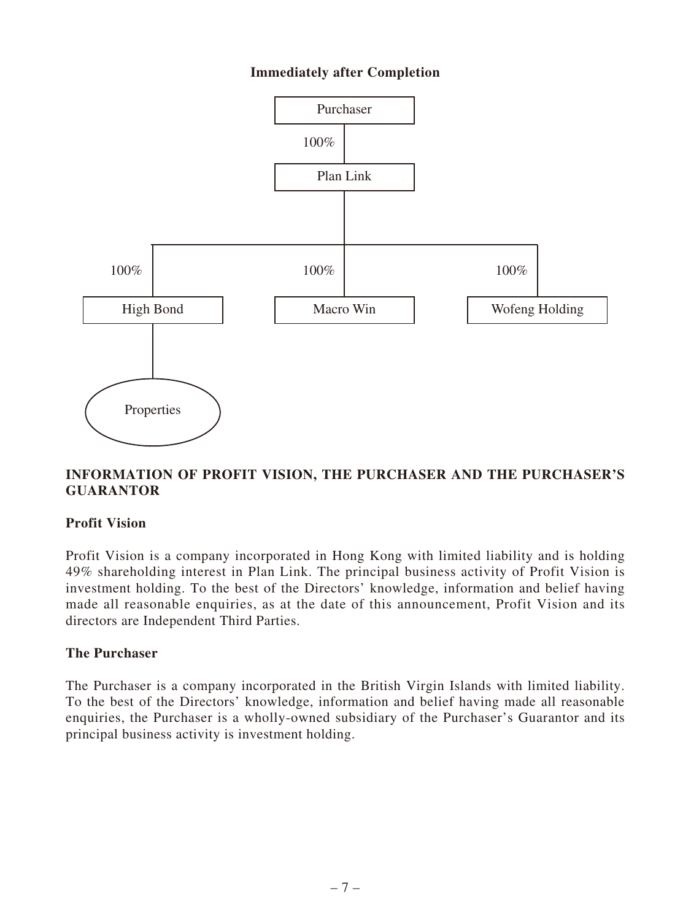**Immediately after Completion**

```
                Purchaser
                    |
                  100%
                    |
                Plan Link
                    |
    -----------------------------------
    |               |                 |
  100%            100%              100%
    |               |                 |
High Bond       Macro Win       Wofeng Holding
    |
Properties
```

## INFORMATION OF PROFIT VISION, THE PURCHASER AND THE PURCHASER'S GUARANTOR

### Profit Vision

Profit Vision is a company incorporated in Hong Kong with limited liability and is holding 49% shareholding interest in Plan Link. The principal business activity of Profit Vision is investment holding. To the best of the Directors' knowledge, information and belief having made all reasonable enquiries, as at the date of this announcement, Profit Vision and its directors are Independent Third Parties.

### The Purchaser

The Purchaser is a company incorporated in the British Virgin Islands with limited liability. To the best of the Directors' knowledge, information and belief having made all reasonable enquiries, the Purchaser is a wholly-owned subsidiary of the Purchaser's Guarantor and its principal business activity is investment holding.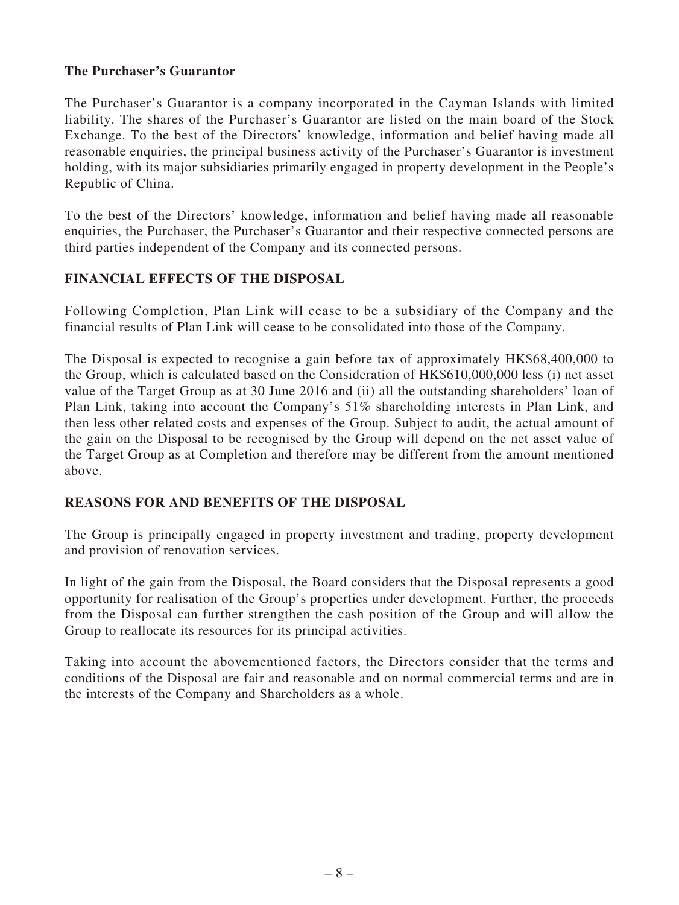**The Purchaser's Guarantor**

The Purchaser's Guarantor is a company incorporated in the Cayman Islands with limited liability. The shares of the Purchaser's Guarantor are listed on the main board of the Stock Exchange. To the best of the Directors' knowledge, information and belief having made all reasonable enquiries, the principal business activity of the Purchaser's Guarantor is investment holding, with its major subsidiaries primarily engaged in property development in the People's Republic of China.

To the best of the Directors' knowledge, information and belief having made all reasonable enquiries, the Purchaser, the Purchaser's Guarantor and their respective connected persons are third parties independent of the Company and its connected persons.

## FINANCIAL EFFECTS OF THE DISPOSAL

Following Completion, Plan Link will cease to be a subsidiary of the Company and the financial results of Plan Link will cease to be consolidated into those of the Company.

The Disposal is expected to recognise a gain before tax of approximately HK$68,400,000 to the Group, which is calculated based on the Consideration of HK$610,000,000 less (i) net asset value of the Target Group as at 30 June 2016 and (ii) all the outstanding shareholders' loan of Plan Link, taking into account the Company's 51% shareholding interests in Plan Link, and then less other related costs and expenses of the Group. Subject to audit, the actual amount of the gain on the Disposal to be recognised by the Group will depend on the net asset value of the Target Group as at Completion and therefore may be different from the amount mentioned above.

## REASONS FOR AND BENEFITS OF THE DISPOSAL

The Group is principally engaged in property investment and trading, property development and provision of renovation services.

In light of the gain from the Disposal, the Board considers that the Disposal represents a good opportunity for realisation of the Group's properties under development. Further, the proceeds from the Disposal can further strengthen the cash position of the Group and will allow the Group to reallocate its resources for its principal activities.

Taking into account the abovementioned factors, the Directors consider that the terms and conditions of the Disposal are fair and reasonable and on normal commercial terms and are in the interests of the Company and Shareholders as a whole.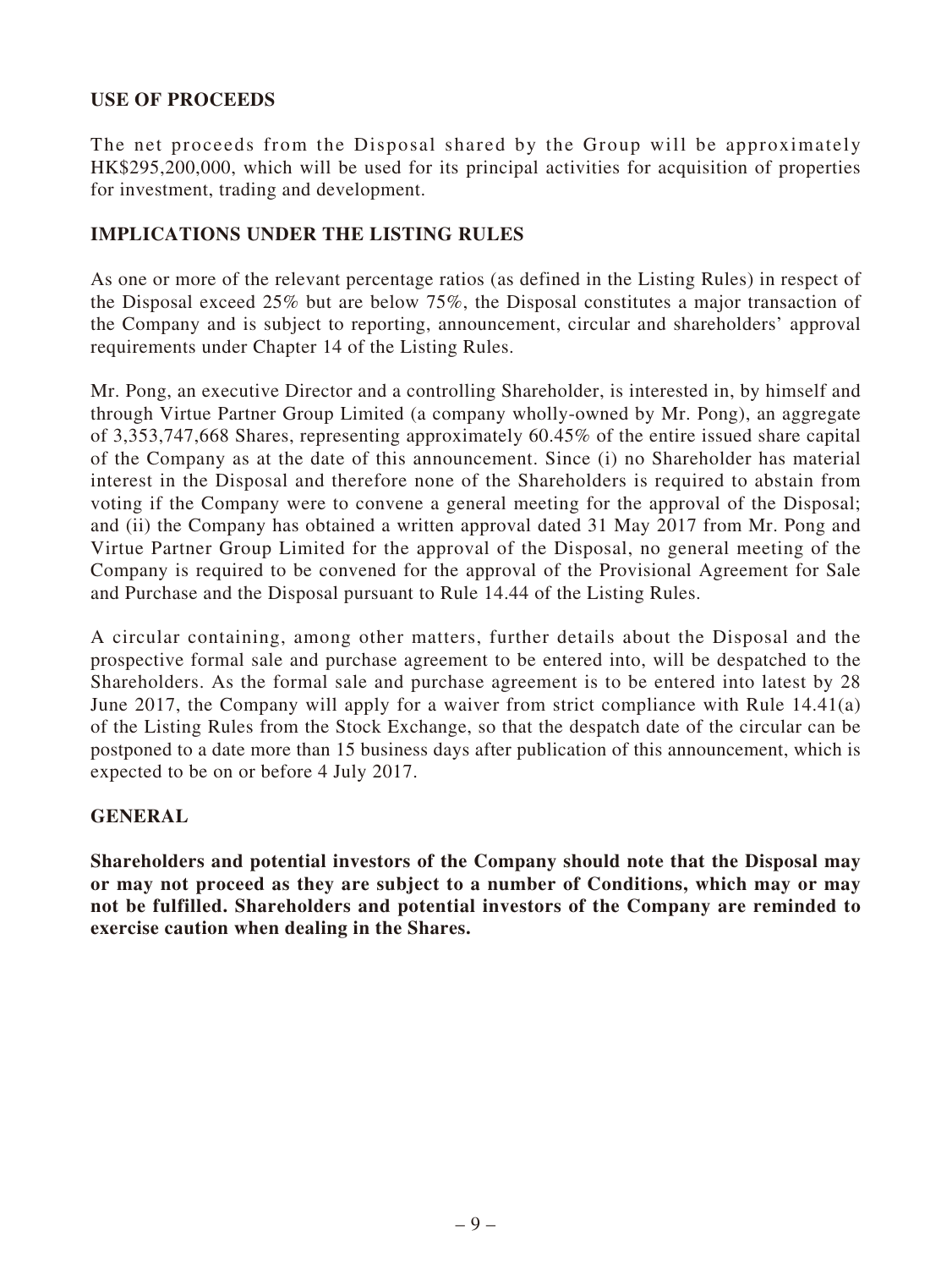## USE OF PROCEEDS

The net proceeds from the Disposal shared by the Group will be approximately HK$295,200,000, which will be used for its principal activities for acquisition of properties for investment, trading and development.

## IMPLICATIONS UNDER THE LISTING RULES

As one or more of the relevant percentage ratios (as defined in the Listing Rules) in respect of the Disposal exceed 25% but are below 75%, the Disposal constitutes a major transaction of the Company and is subject to reporting, announcement, circular and shareholders' approval requirements under Chapter 14 of the Listing Rules.

Mr. Pong, an executive Director and a controlling Shareholder, is interested in, by himself and through Virtue Partner Group Limited (a company wholly-owned by Mr. Pong), an aggregate of 3,353,747,668 Shares, representing approximately 60.45% of the entire issued share capital of the Company as at the date of this announcement. Since (i) no Shareholder has material interest in the Disposal and therefore none of the Shareholders is required to abstain from voting if the Company were to convene a general meeting for the approval of the Disposal; and (ii) the Company has obtained a written approval dated 31 May 2017 from Mr. Pong and Virtue Partner Group Limited for the approval of the Disposal, no general meeting of the Company is required to be convened for the approval of the Provisional Agreement for Sale and Purchase and the Disposal pursuant to Rule 14.44 of the Listing Rules.

A circular containing, among other matters, further details about the Disposal and the prospective formal sale and purchase agreement to be entered into, will be despatched to the Shareholders. As the formal sale and purchase agreement is to be entered into latest by 28 June 2017, the Company will apply for a waiver from strict compliance with Rule 14.41(a) of the Listing Rules from the Stock Exchange, so that the despatch date of the circular can be postponed to a date more than 15 business days after publication of this announcement, which is expected to be on or before 4 July 2017.

## GENERAL

**Shareholders and potential investors of the Company should note that the Disposal may or may not proceed as they are subject to a number of Conditions, which may or may not be fulfilled. Shareholders and potential investors of the Company are reminded to exercise caution when dealing in the Shares.**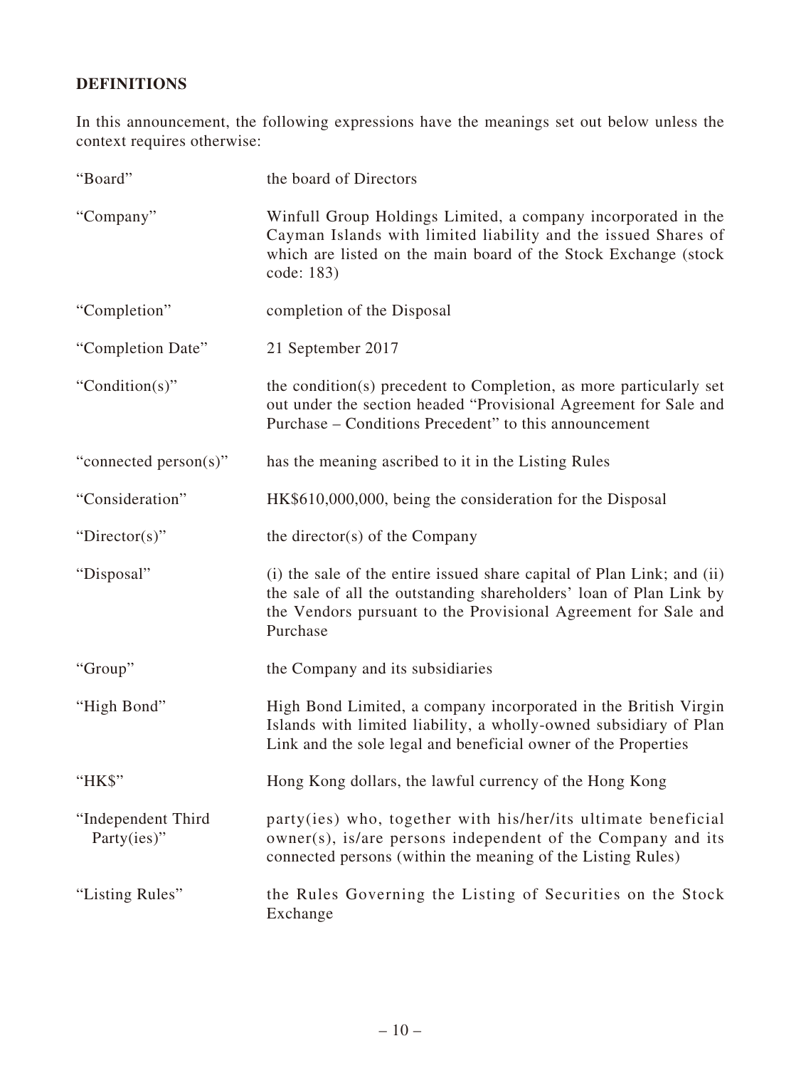## DEFINITIONS

In this announcement, the following expressions have the meanings set out below unless the context requires otherwise:

| | |
|---|---|
| "Board" | the board of Directors |
| "Company" | Winfull Group Holdings Limited, a company incorporated in the Cayman Islands with limited liability and the issued Shares of which are listed on the main board of the Stock Exchange (stock code: 183) |
| "Completion" | completion of the Disposal |
| "Completion Date" | 21 September 2017 |
| "Condition(s)" | the condition(s) precedent to Completion, as more particularly set out under the section headed "Provisional Agreement for Sale and Purchase – Conditions Precedent" to this announcement |
| "connected person(s)" | has the meaning ascribed to it in the Listing Rules |
| "Consideration" | HK$610,000,000, being the consideration for the Disposal |
| "Director(s)" | the director(s) of the Company |
| "Disposal" | (i) the sale of the entire issued share capital of Plan Link; and (ii) the sale of all the outstanding shareholders' loan of Plan Link by the Vendors pursuant to the Provisional Agreement for Sale and Purchase |
| "Group" | the Company and its subsidiaries |
| "High Bond" | High Bond Limited, a company incorporated in the British Virgin Islands with limited liability, a wholly-owned subsidiary of Plan Link and the sole legal and beneficial owner of the Properties |
| "HK$" | Hong Kong dollars, the lawful currency of the Hong Kong |
| "Independent Third Party(ies)" | party(ies) who, together with his/her/its ultimate beneficial owner(s), is/are persons independent of the Company and its connected persons (within the meaning of the Listing Rules) |
| "Listing Rules" | the Rules Governing the Listing of Securities on the Stock Exchange |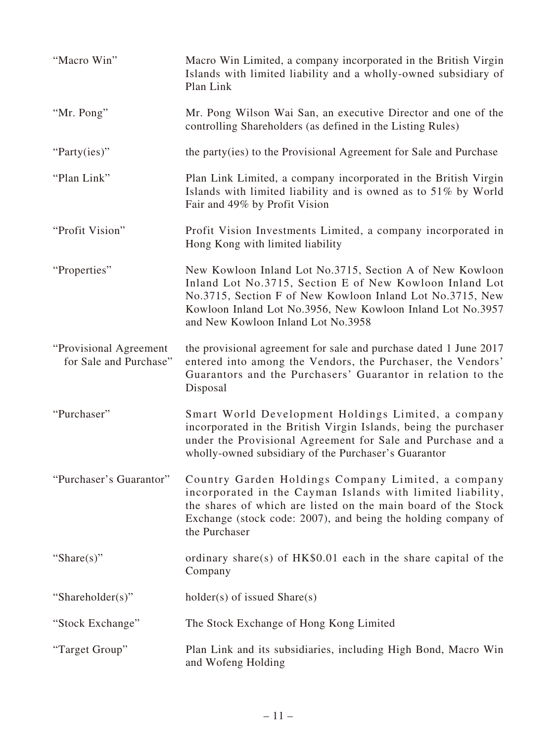| | |
|---|---|
| "Macro Win" | Macro Win Limited, a company incorporated in the British Virgin Islands with limited liability and a wholly-owned subsidiary of Plan Link |
| "Mr. Pong" | Mr. Pong Wilson Wai San, an executive Director and one of the controlling Shareholders (as defined in the Listing Rules) |
| "Party(ies)" | the party(ies) to the Provisional Agreement for Sale and Purchase |
| "Plan Link" | Plan Link Limited, a company incorporated in the British Virgin Islands with limited liability and is owned as to 51% by World Fair and 49% by Profit Vision |
| "Profit Vision" | Profit Vision Investments Limited, a company incorporated in Hong Kong with limited liability |
| "Properties" | New Kowloon Inland Lot No.3715, Section A of New Kowloon Inland Lot No.3715, Section E of New Kowloon Inland Lot No.3715, Section F of New Kowloon Inland Lot No.3715, New Kowloon Inland Lot No.3956, New Kowloon Inland Lot No.3957 and New Kowloon Inland Lot No.3958 |
| "Provisional Agreement for Sale and Purchase" | the provisional agreement for sale and purchase dated 1 June 2017 entered into among the Vendors, the Purchaser, the Vendors' Guarantors and the Purchasers' Guarantor in relation to the Disposal |
| "Purchaser" | Smart World Development Holdings Limited, a company incorporated in the British Virgin Islands, being the purchaser under the Provisional Agreement for Sale and Purchase and a wholly-owned subsidiary of the Purchaser's Guarantor |
| "Purchaser's Guarantor" | Country Garden Holdings Company Limited, a company incorporated in the Cayman Islands with limited liability, the shares of which are listed on the main board of the Stock Exchange (stock code: 2007), and being the holding company of the Purchaser |
| "Share(s)" | ordinary share(s) of HK$0.01 each in the share capital of the Company |
| "Shareholder(s)" | holder(s) of issued Share(s) |
| "Stock Exchange" | The Stock Exchange of Hong Kong Limited |
| "Target Group" | Plan Link and its subsidiaries, including High Bond, Macro Win and Wofeng Holding |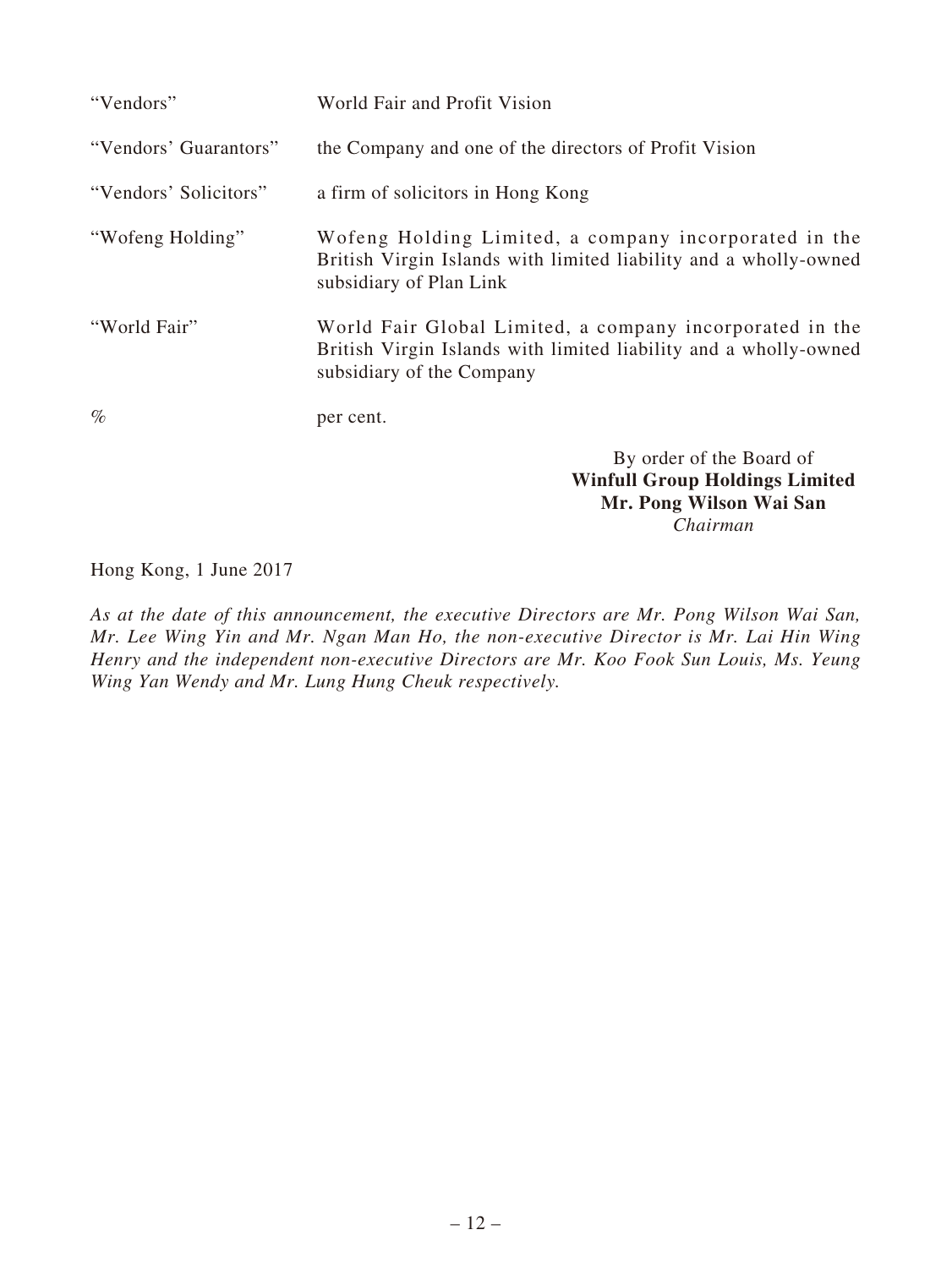| | |
|---|---|
| "Vendors" | World Fair and Profit Vision |
| "Vendors' Guarantors" | the Company and one of the directors of Profit Vision |
| "Vendors' Solicitors" | a firm of solicitors in Hong Kong |
| "Wofeng Holding" | Wofeng Holding Limited, a company incorporated in the British Virgin Islands with limited liability and a wholly-owned subsidiary of Plan Link |
| "World Fair" | World Fair Global Limited, a company incorporated in the British Virgin Islands with limited liability and a wholly-owned subsidiary of the Company |
| % | per cent. |

By order of the Board of
**Winfull Group Holdings Limited**
**Mr. Pong Wilson Wai San**
*Chairman*

Hong Kong, 1 June 2017

*As at the date of this announcement, the executive Directors are Mr. Pong Wilson Wai San, Mr. Lee Wing Yin and Mr. Ngan Man Ho, the non-executive Director is Mr. Lai Hin Wing Henry and the independent non-executive Directors are Mr. Koo Fook Sun Louis, Ms. Yeung Wing Yan Wendy and Mr. Lung Hung Cheuk respectively.*